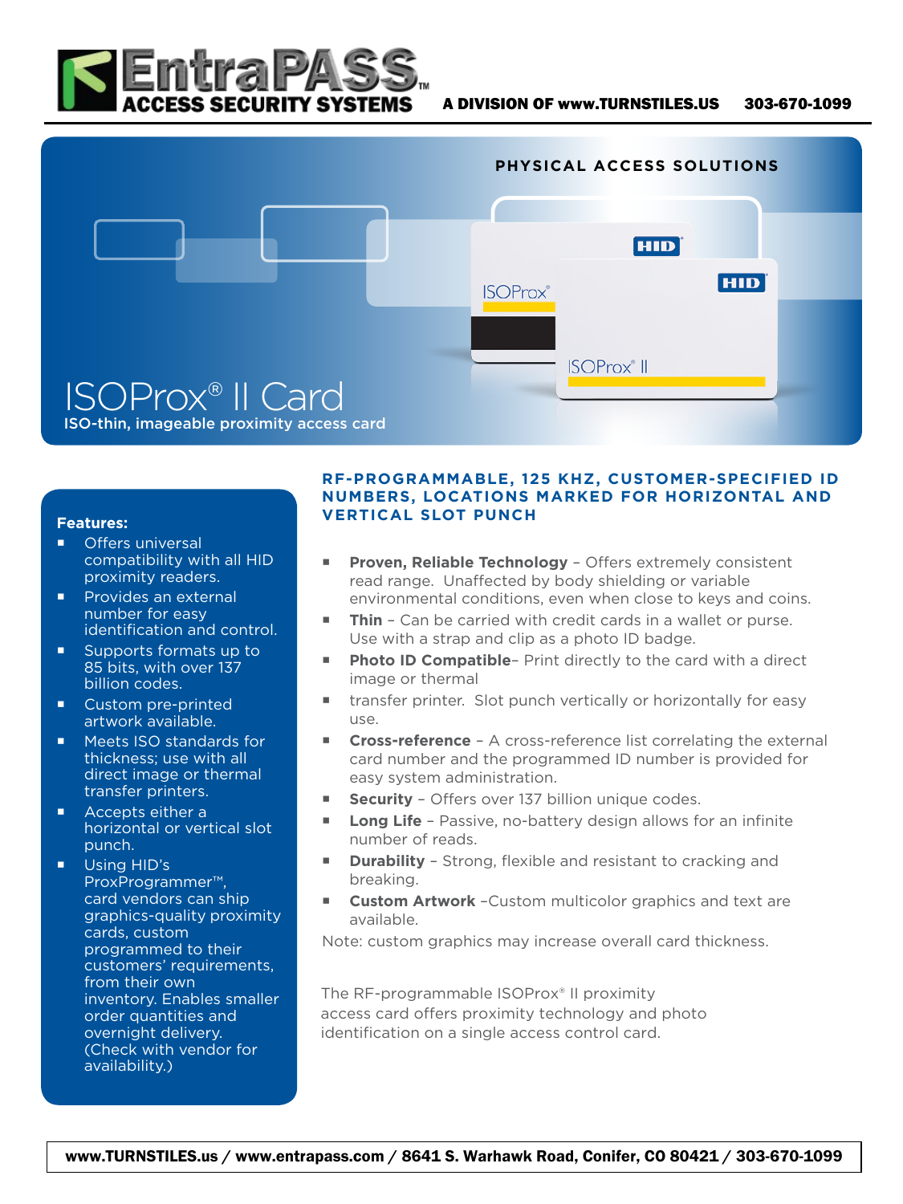# EntraPASS ACCESS SECURITY SYSTEMS

A DIVISION OF www.TURNSTILES.US 303-670-1099

PHYSICAL ACCESS SOLUTIONS

# ISOProx® II Card

ISO-thin, imageable proximity access card

**Features:**

- Offers universal compatibility with all HID proximity readers.
- Provides an external number for easy identification and control.
- Supports formats up to 85 bits, with over 137 billion codes.
- Custom pre-printed artwork available.
- Meets ISO standards for thickness; use with all direct image or thermal transfer printers.
- Accepts either a horizontal or vertical slot punch.
- Using HID's ProxProgrammer™, card vendors can ship graphics-quality proximity cards, custom programmed to their customers' requirements, from their own inventory. Enables smaller order quantities and overnight delivery. (Check with vendor for availability.)

## RF-PROGRAMMABLE, 125 KHZ, CUSTOMER-SPECIFIED ID NUMBERS, LOCATIONS MARKED FOR HORIZONTAL AND VERTICAL SLOT PUNCH

- **Proven, Reliable Technology** – Offers extremely consistent read range. Unaffected by body shielding or variable environmental conditions, even when close to keys and coins.
- **Thin** – Can be carried with credit cards in a wallet or purse. Use with a strap and clip as a photo ID badge.
- **Photo ID Compatible**– Print directly to the card with a direct image or thermal
- transfer printer. Slot punch vertically or horizontally for easy use.
- **Cross-reference** – A cross-reference list correlating the external card number and the programmed ID number is provided for easy system administration.
- **Security** – Offers over 137 billion unique codes.
- **Long Life** – Passive, no-battery design allows for an infinite number of reads.
- **Durability** – Strong, flexible and resistant to cracking and breaking.
- **Custom Artwork** –Custom multicolor graphics and text are available.

Note: custom graphics may increase overall card thickness.

The RF-programmable ISOProx® II proximity access card offers proximity technology and photo identification on a single access control card.

www.TURNSTILES.us / www.entrapass.com / 8641 S. Warhawk Road, Conifer, CO 80421 / 303-670-1099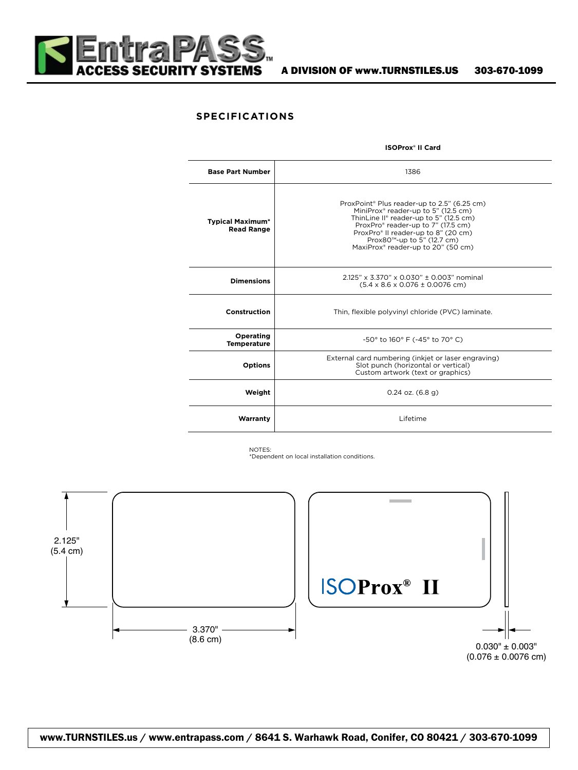## SPECIFICATIONS

| | ISOProx® II Card |
|---|---|
| **Base Part Number** | 1386 |
| **Typical Maximum* Read Range** | ProxPoint® Plus reader-up to 2.5" (6.25 cm)<br>MiniProx® reader-up to 5" (12.5 cm)<br>ThinLine II® reader-up to 5" (12.5 cm)<br>ProxPro® reader-up to 7" (17.5 cm)<br>ProxPro® II reader-up to 8" (20 cm)<br>Prox80™-up to 5" (12.7 cm)<br>MaxiProx® reader-up to 20" (50 cm) |
| **Dimensions** | 2.125" x 3.370" x 0.030" ± 0.003" nominal<br>(5.4 x 8.6 x 0.076 ± 0.0076 cm) |
| **Construction** | Thin, flexible polyvinyl chloride (PVC) laminate. |
| **Operating Temperature** | -50° to 160° F (-45° to 70° C) |
| **Options** | External card numbering (inkjet or laser engraving)<br>Slot punch (horizontal or vertical)<br>Custom artwork (text or graphics) |
| **Weight** | 0.24 oz. (6.8 g) |
| **Warranty** | Lifetime |

NOTES:
*Dependent on local installation conditions.

2.125"
(5.4 cm)

3.370"
(8.6 cm)

ISOProx® II

0.030" ± 0.003"
(0.076 ± 0.0076 cm)